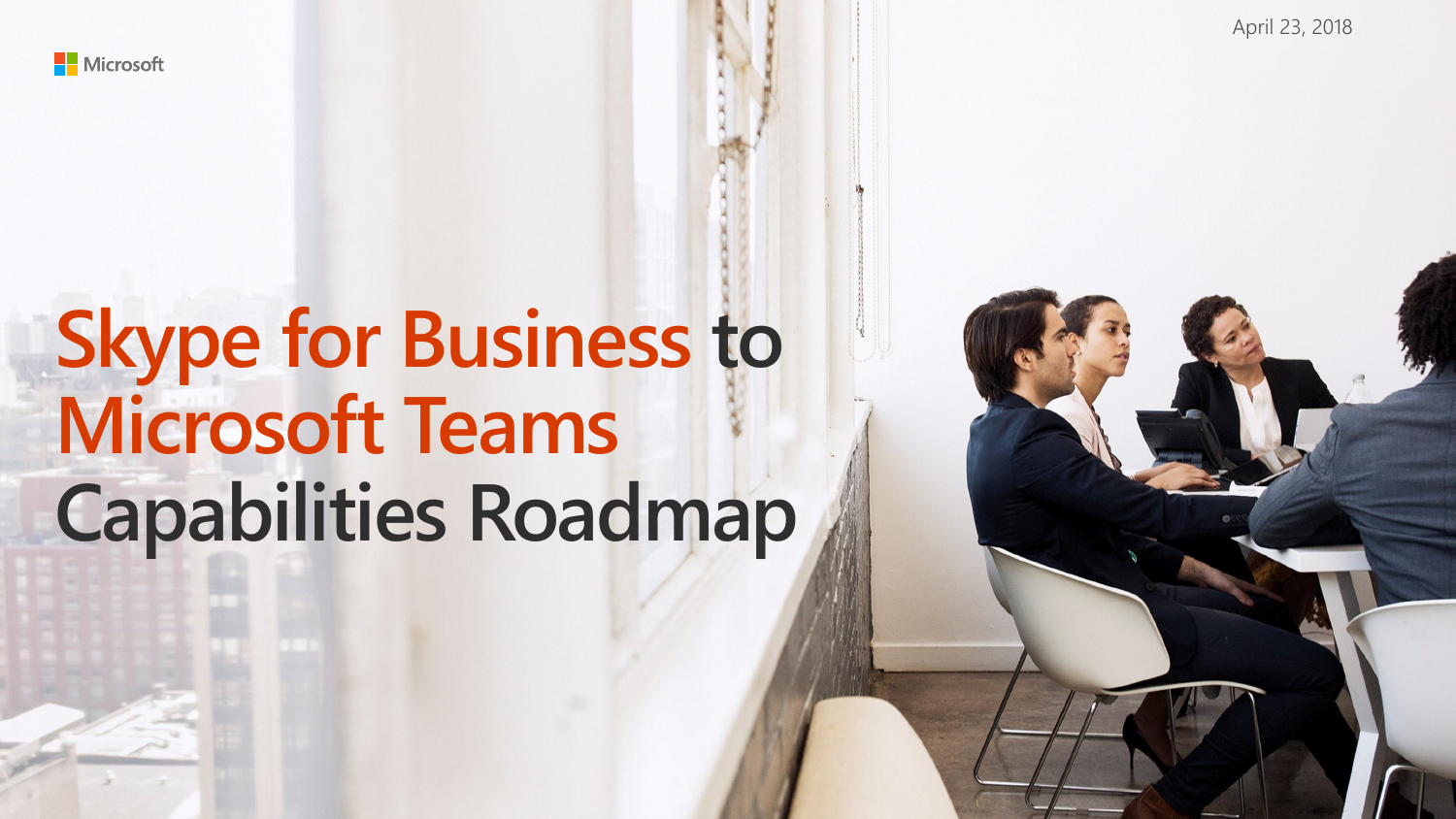April 23, 2018

Microsoft

# Skype for Business to Microsoft Teams Capabilities Roadmap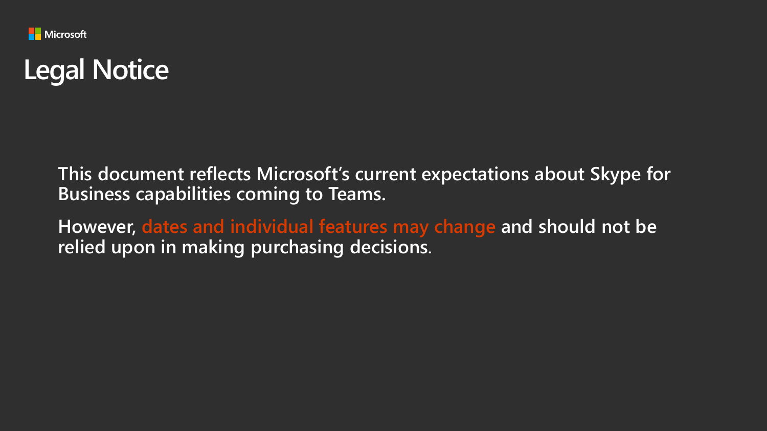# Legal Notice

**This document reflects Microsoft's current expectations about Skype for Business capabilities coming to Teams.**

**However, dates and individual features may change and should not be relied upon in making purchasing decisions.**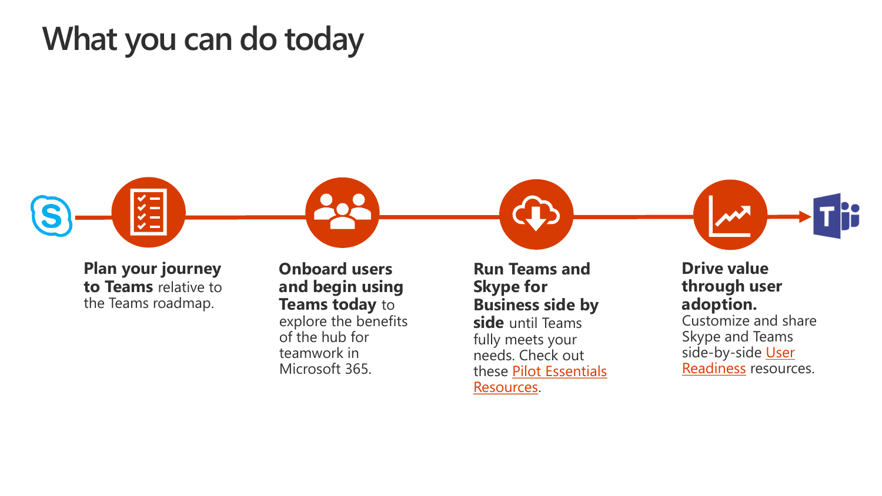# What you can do today

**Plan your journey to Teams** relative to the Teams roadmap.

**Onboard users and begin using Teams today** to explore the benefits of the hub for teamwork in Microsoft 365.

**Run Teams and Skype for Business side by side** until Teams fully meets your needs. Check out these Pilot Essentials Resources.

**Drive value through user adoption.** Customize and share Skype and Teams side-by-side User Readiness resources.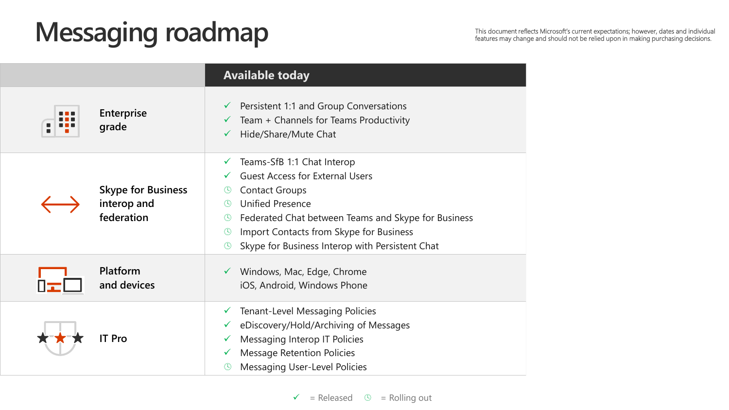# Messaging roadmap

This document reflects Microsoft's current expectations; however, dates and individual features may change and should not be relied upon in making purchasing decisions.

| | Available today |
|---|---|
| Enterprise grade | ✓ Persistent 1:1 and Group Conversations<br>✓ Team + Channels for Teams Productivity<br>✓ Hide/Share/Mute Chat |
| Skype for Business interop and federation | ✓ Teams-SfB 1:1 Chat Interop<br>✓ Guest Access for External Users<br>◷ Contact Groups<br>◷ Unified Presence<br>◷ Federated Chat between Teams and Skype for Business<br>◷ Import Contacts from Skype for Business<br>◷ Skype for Business Interop with Persistent Chat |
| Platform and devices | ✓ Windows, Mac, Edge, Chrome<br>iOS, Android, Windows Phone |
| IT Pro | ✓ Tenant-Level Messaging Policies<br>✓ eDiscovery/Hold/Archiving of Messages<br>✓ Messaging Interop IT Policies<br>✓ Message Retention Policies<br>◷ Messaging User-Level Policies |

✓ = Released ◷ = Rolling out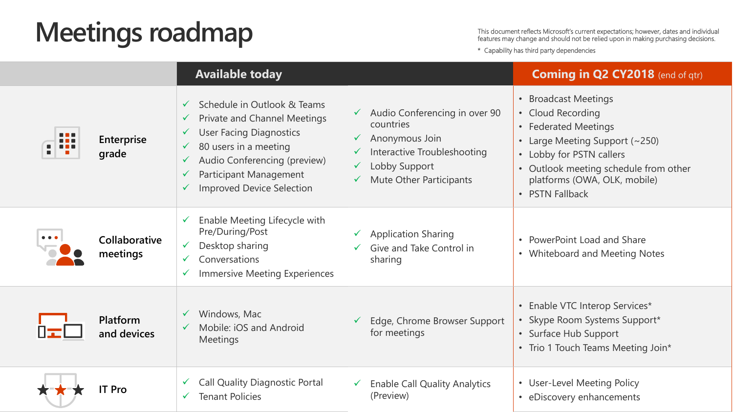# Meetings roadmap

This document reflects Microsoft's current expectations; however, dates and individual features may change and should not be relied upon in making purchasing decisions.

\* Capability has third party dependencies

| | Available today | | Coming in Q2 CY2018 (end of qtr) |
|---|---|---|---|
| **Enterprise grade** | ✓ Schedule in Outlook & Teams<br>✓ Private and Channel Meetings<br>✓ User Facing Diagnostics<br>✓ 80 users in a meeting<br>✓ Audio Conferencing (preview)<br>✓ Participant Management<br>✓ Improved Device Selection | ✓ Audio Conferencing in over 90 countries<br>✓ Anonymous Join<br>✓ Interactive Troubleshooting<br>✓ Lobby Support<br>✓ Mute Other Participants | • Broadcast Meetings<br>• Cloud Recording<br>• Federated Meetings<br>• Large Meeting Support (~250)<br>• Lobby for PSTN callers<br>• Outlook meeting schedule from other platforms (OWA, OLK, mobile)<br>• PSTN Fallback |
| **Collaborative meetings** | ✓ Enable Meeting Lifecycle with Pre/During/Post<br>✓ Desktop sharing<br>✓ Conversations<br>✓ Immersive Meeting Experiences | ✓ Application Sharing<br>✓ Give and Take Control in sharing | • PowerPoint Load and Share<br>• Whiteboard and Meeting Notes |
| **Platform and devices** | ✓ Windows, Mac<br>✓ Mobile: iOS and Android Meetings | ✓ Edge, Chrome Browser Support for meetings | • Enable VTC Interop Services*<br>• Skype Room Systems Support*<br>• Surface Hub Support<br>• Trio 1 Touch Teams Meeting Join* |
| **IT Pro** | ✓ Call Quality Diagnostic Portal<br>✓ Tenant Policies | ✓ Enable Call Quality Analytics (Preview) | • User-Level Meeting Policy<br>• eDiscovery enhancements |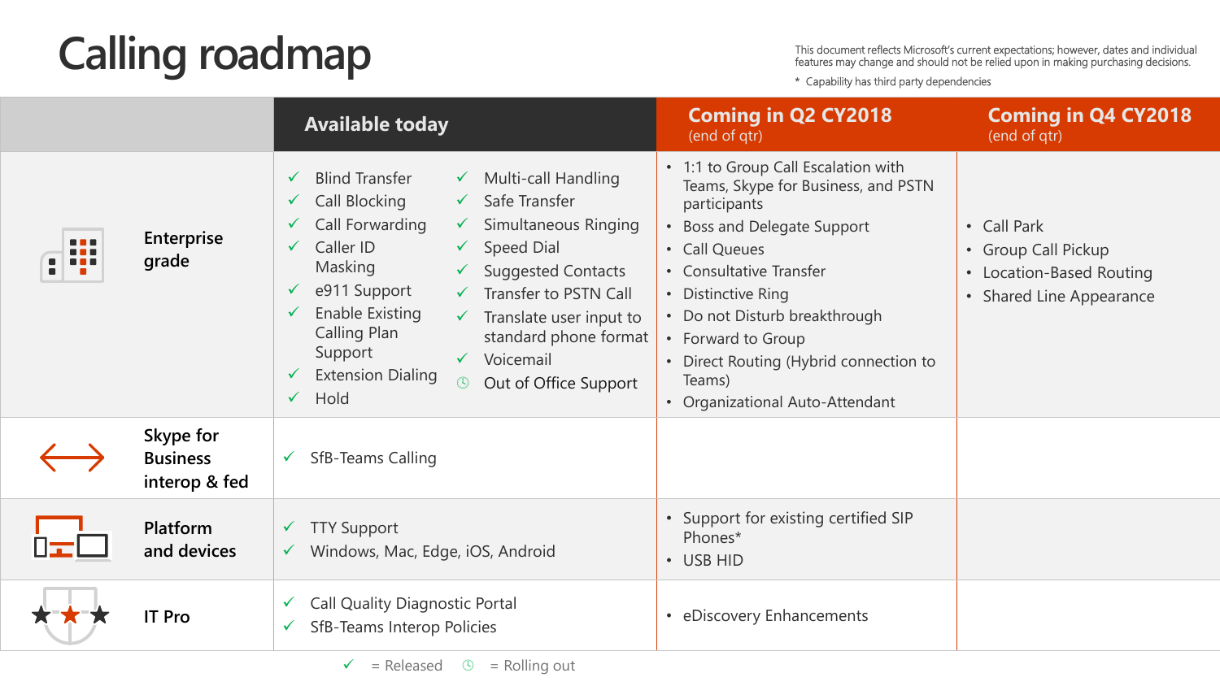# Calling roadmap

This document reflects Microsoft's current expectations; however, dates and individual features may change and should not be relied upon in making purchasing decisions.

\* Capability has third party dependencies

| | Available today | Coming in Q2 CY2018 (end of qtr) | Coming in Q4 CY2018 (end of qtr) |
|---|---|---|---|
| Enterprise grade | ✓ Blind Transfer<br>✓ Call Blocking<br>✓ Call Forwarding<br>✓ Caller ID Masking<br>✓ e911 Support<br>✓ Enable Existing Calling Plan Support<br>✓ Extension Dialing<br>✓ Hold<br>✓ Multi-call Handling<br>✓ Safe Transfer<br>✓ Simultaneous Ringing<br>✓ Speed Dial<br>✓ Suggested Contacts<br>✓ Transfer to PSTN Call<br>✓ Translate user input to standard phone format<br>✓ Voicemail<br>◷ Out of Office Support | • 1:1 to Group Call Escalation with Teams, Skype for Business, and PSTN participants<br>• Boss and Delegate Support<br>• Call Queues<br>• Consultative Transfer<br>• Distinctive Ring<br>• Do not Disturb breakthrough<br>• Forward to Group<br>• Direct Routing (Hybrid connection to Teams)<br>• Organizational Auto-Attendant | • Call Park<br>• Group Call Pickup<br>• Location-Based Routing<br>• Shared Line Appearance |
| Skype for Business interop & fed | ✓ SfB-Teams Calling | | |
| Platform and devices | ✓ TTY Support<br>✓ Windows, Mac, Edge, iOS, Android | • Support for existing certified SIP Phones*<br>• USB HID | |
| IT Pro | ✓ Call Quality Diagnostic Portal<br>✓ SfB-Teams Interop Policies | • eDiscovery Enhancements | |

✓ = Released ◷ = Rolling out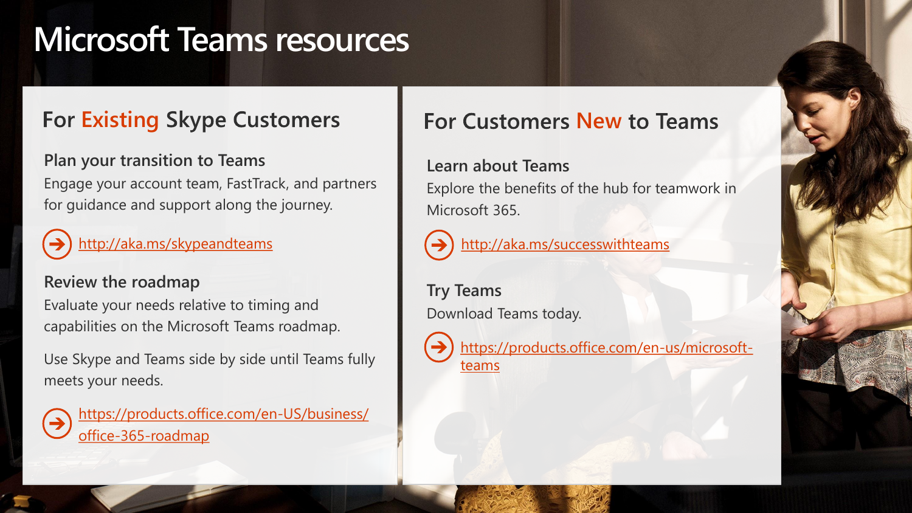# Microsoft Teams resources

## For Existing Skype Customers

### Plan your transition to Teams

Engage your account team, FastTrack, and partners for guidance and support along the journey.

http://aka.ms/skypeandteams

### Review the roadmap

Evaluate your needs relative to timing and capabilities on the Microsoft Teams roadmap.

Use Skype and Teams side by side until Teams fully meets your needs.

https://products.office.com/en-US/business/office-365-roadmap

## For Customers New to Teams

### Learn about Teams

Explore the benefits of the hub for teamwork in Microsoft 365.

http://aka.ms/successwithteams

### Try Teams

Download Teams today.

https://products.office.com/en-us/microsoft-teams